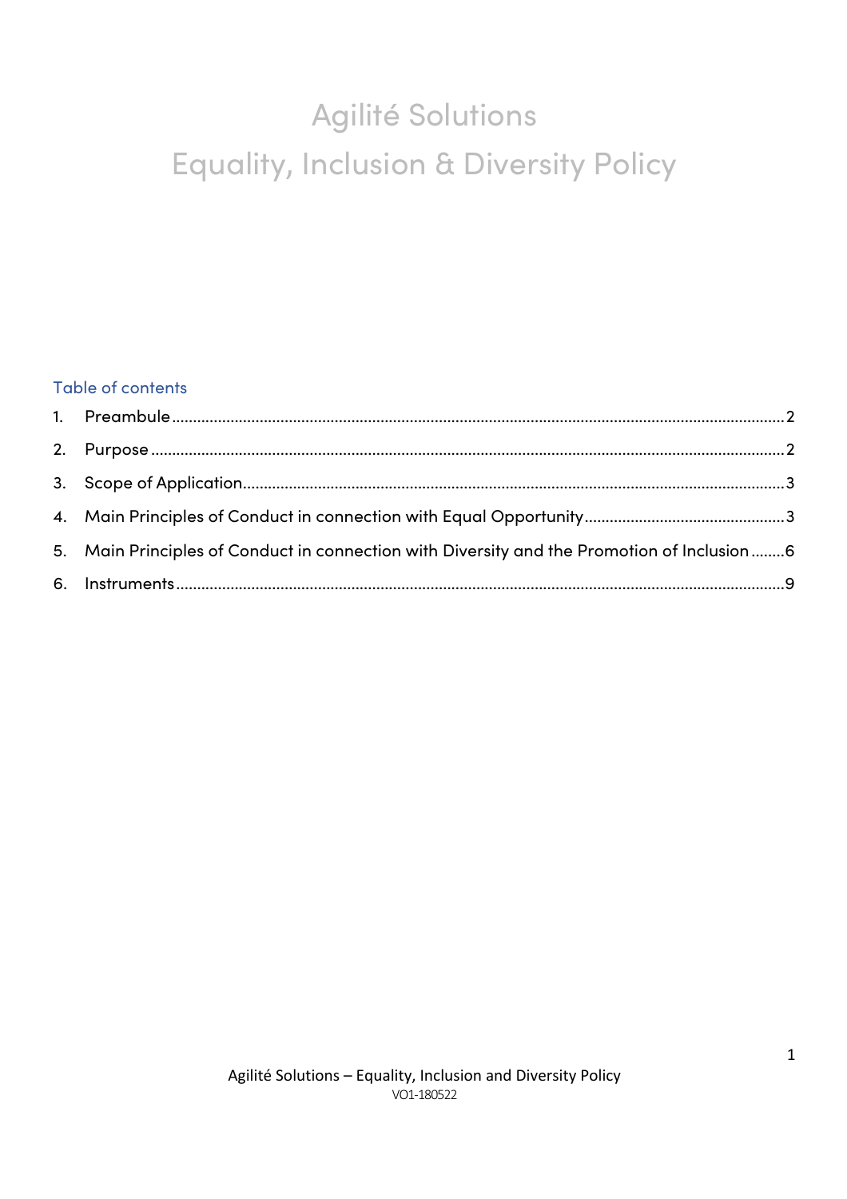# Agilité Solutions
# Equality, Inclusion & Diversity Policy

## Table of contents

1. Preambule ........................................................................................................ 2
2. Purpose ........................................................................................................... 2
3. Scope of Application ......................................................................................... 3
4. Main Principles of Conduct in connection with Equal Opportunity ........................ 3
5. Main Principles of Conduct in connection with Diversity and the Promotion of Inclusion ........ 6
6. Instruments ...................................................................................................... 9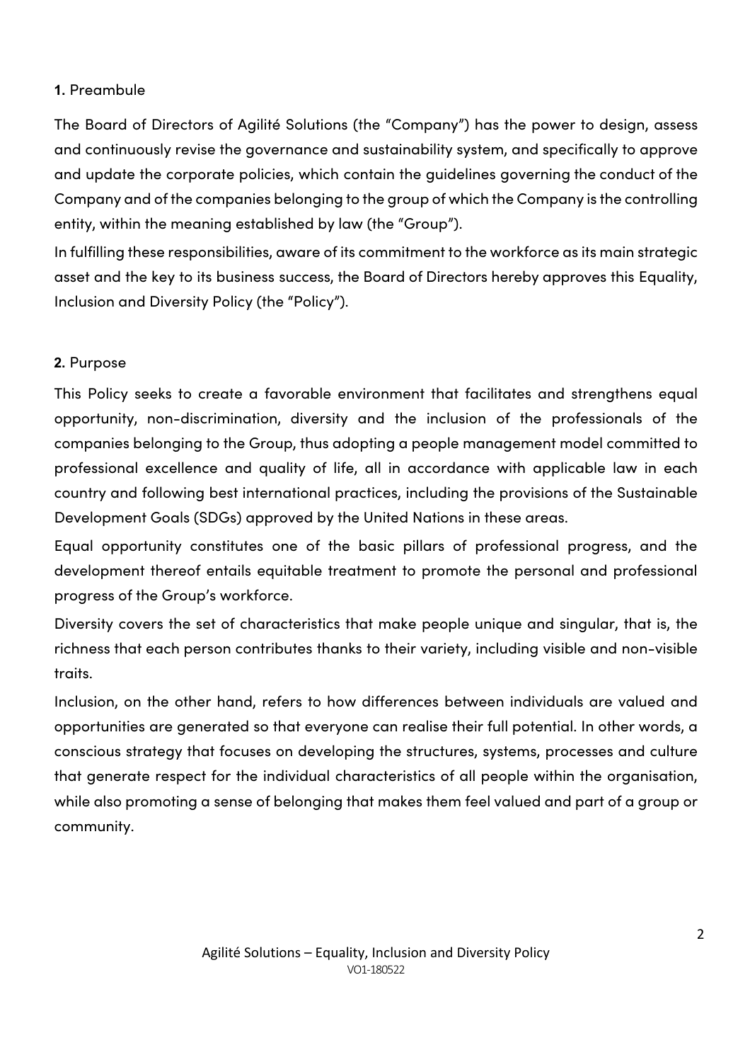## **1.** Preambule

The Board of Directors of Agilité Solutions (the "Company") has the power to design, assess and continuously revise the governance and sustainability system, and specifically to approve and update the corporate policies, which contain the guidelines governing the conduct of the Company and of the companies belonging to the group of which the Company is the controlling entity, within the meaning established by law (the "Group").

In fulfilling these responsibilities, aware of its commitment to the workforce as its main strategic asset and the key to its business success, the Board of Directors hereby approves this Equality, Inclusion and Diversity Policy (the "Policy").

## **2.** Purpose

This Policy seeks to create a favorable environment that facilitates and strengthens equal opportunity, non-discrimination, diversity and the inclusion of the professionals of the companies belonging to the Group, thus adopting a people management model committed to professional excellence and quality of life, all in accordance with applicable law in each country and following best international practices, including the provisions of the Sustainable Development Goals (SDGs) approved by the United Nations in these areas.

Equal opportunity constitutes one of the basic pillars of professional progress, and the development thereof entails equitable treatment to promote the personal and professional progress of the Group's workforce.

Diversity covers the set of characteristics that make people unique and singular, that is, the richness that each person contributes thanks to their variety, including visible and non-visible traits.

Inclusion, on the other hand, refers to how differences between individuals are valued and opportunities are generated so that everyone can realise their full potential. In other words, a conscious strategy that focuses on developing the structures, systems, processes and culture that generate respect for the individual characteristics of all people within the organisation, while also promoting a sense of belonging that makes them feel valued and part of a group or community.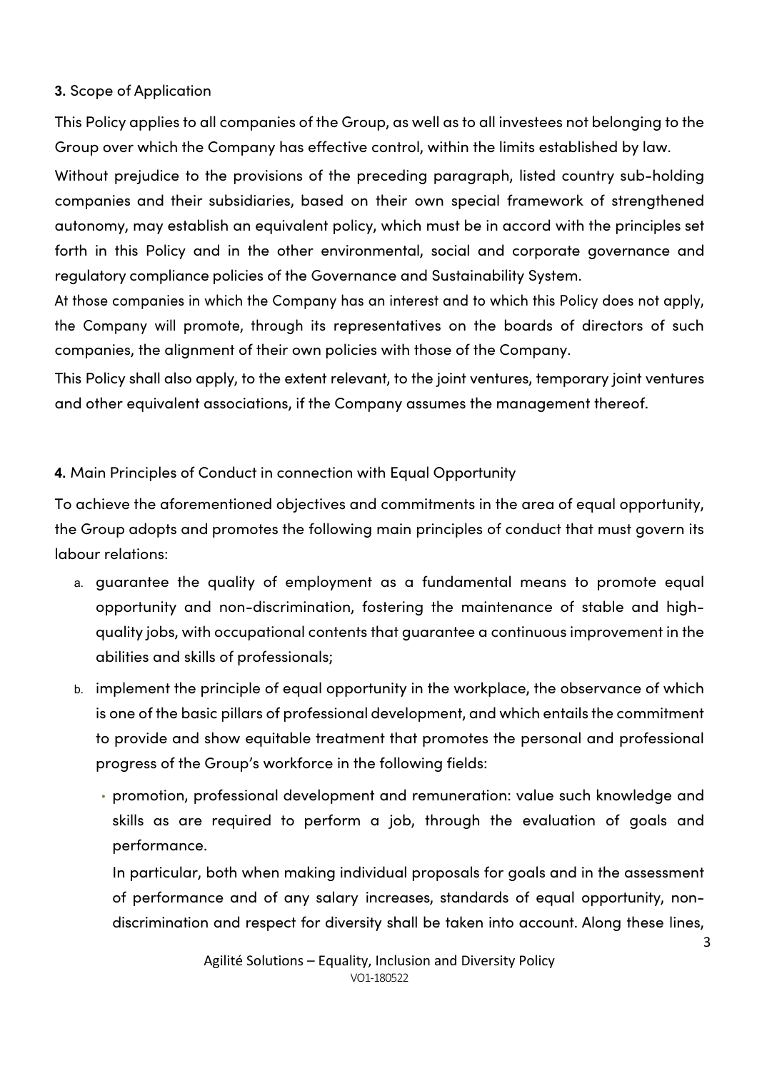## **3.** Scope of Application

This Policy applies to all companies of the Group, as well as to all investees not belonging to the Group over which the Company has effective control, within the limits established by law.

Without prejudice to the provisions of the preceding paragraph, listed country sub-holding companies and their subsidiaries, based on their own special framework of strengthened autonomy, may establish an equivalent policy, which must be in accord with the principles set forth in this Policy and in the other environmental, social and corporate governance and regulatory compliance policies of the Governance and Sustainability System.

At those companies in which the Company has an interest and to which this Policy does not apply, the Company will promote, through its representatives on the boards of directors of such companies, the alignment of their own policies with those of the Company.

This Policy shall also apply, to the extent relevant, to the joint ventures, temporary joint ventures and other equivalent associations, if the Company assumes the management thereof.

## **4.** Main Principles of Conduct in connection with Equal Opportunity

To achieve the aforementioned objectives and commitments in the area of equal opportunity, the Group adopts and promotes the following main principles of conduct that must govern its labour relations:

a. guarantee the quality of employment as a fundamental means to promote equal opportunity and non-discrimination, fostering the maintenance of stable and high-quality jobs, with occupational contents that guarantee a continuous improvement in the abilities and skills of professionals;

b. implement the principle of equal opportunity in the workplace, the observance of which is one of the basic pillars of professional development, and which entails the commitment to provide and show equitable treatment that promotes the personal and professional progress of the Group's workforce in the following fields:

   - promotion, professional development and remuneration: value such knowledge and skills as are required to perform a job, through the evaluation of goals and performance.

     In particular, both when making individual proposals for goals and in the assessment of performance and of any salary increases, standards of equal opportunity, non-discrimination and respect for diversity shall be taken into account. Along these lines,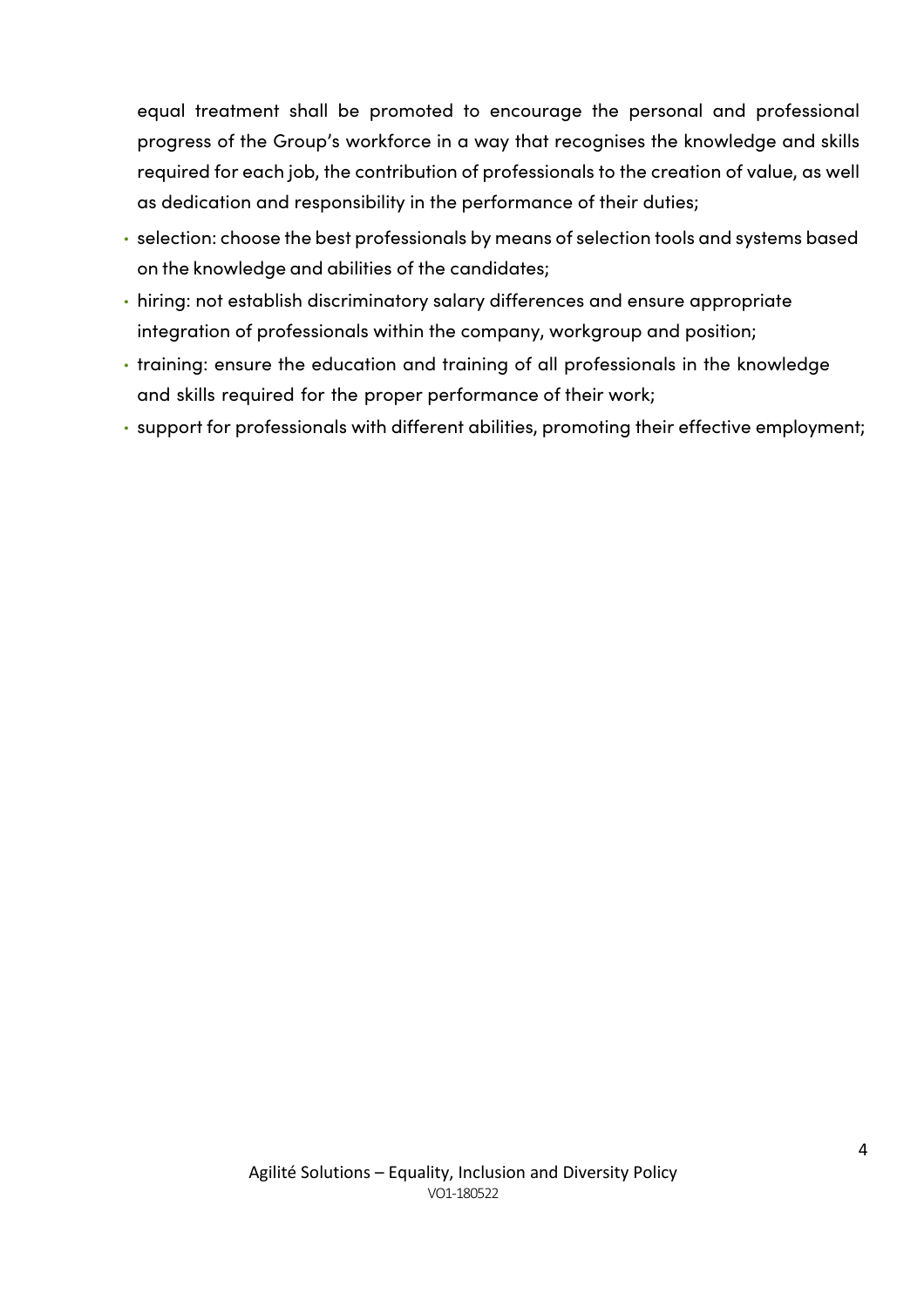equal treatment shall be promoted to encourage the personal and professional progress of the Group's workforce in a way that recognises the knowledge and skills required for each job, the contribution of professionals to the creation of value, as well as dedication and responsibility in the performance of their duties;

- selection: choose the best professionals by means of selection tools and systems based on the knowledge and abilities of the candidates;
- hiring: not establish discriminatory salary differences and ensure appropriate integration of professionals within the company, workgroup and position;
- training: ensure the education and training of all professionals in the knowledge and skills required for the proper performance of their work;
- support for professionals with different abilities, promoting their effective employment;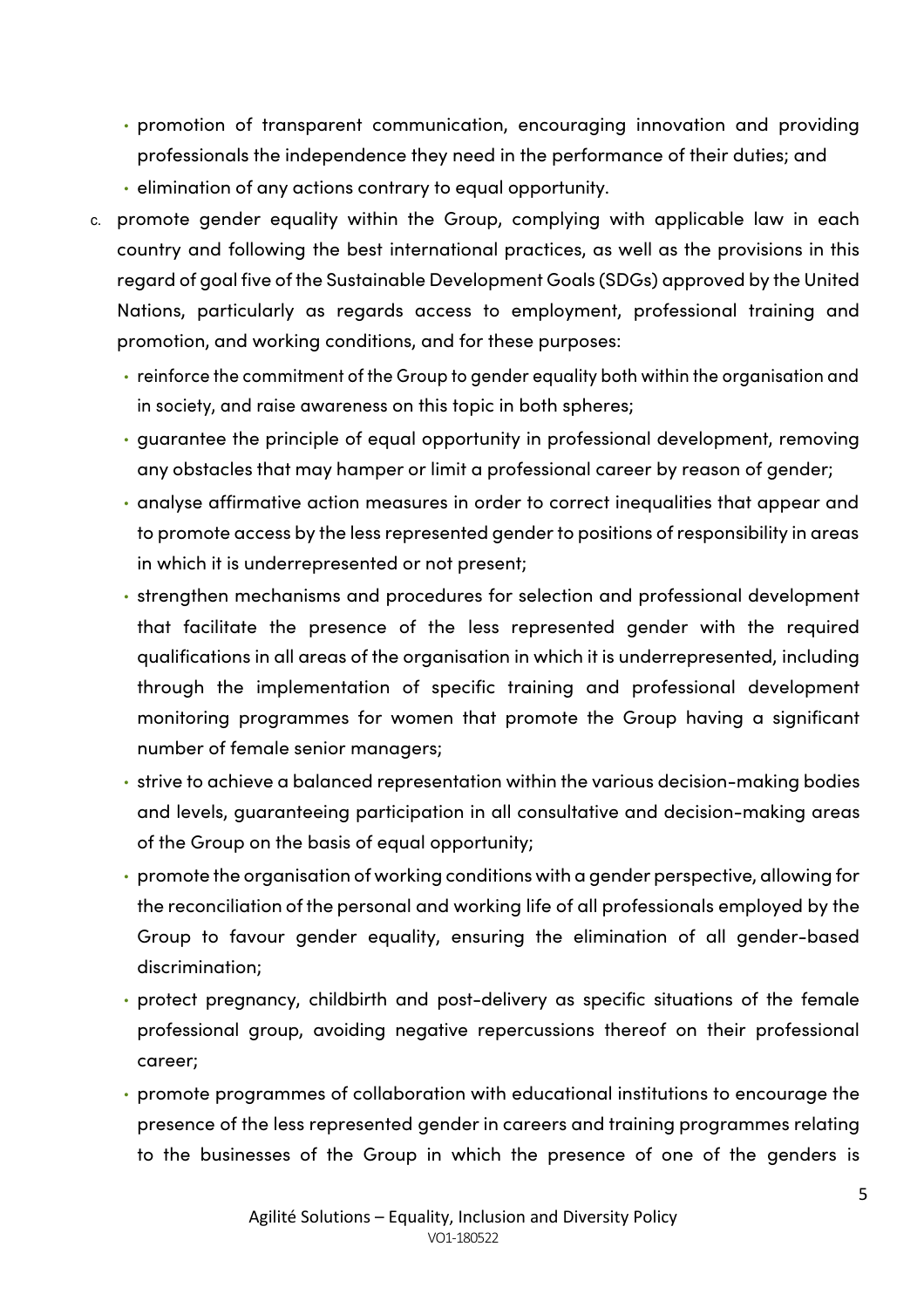- promotion of transparent communication, encouraging innovation and providing professionals the independence they need in the performance of their duties; and
- elimination of any actions contrary to equal opportunity.

c. promote gender equality within the Group, complying with applicable law in each country and following the best international practices, as well as the provisions in this regard of goal five of the Sustainable Development Goals (SDGs) approved by the United Nations, particularly as regards access to employment, professional training and promotion, and working conditions, and for these purposes:

   - reinforce the commitment of the Group to gender equality both within the organisation and in society, and raise awareness on this topic in both spheres;
   - guarantee the principle of equal opportunity in professional development, removing any obstacles that may hamper or limit a professional career by reason of gender;
   - analyse affirmative action measures in order to correct inequalities that appear and to promote access by the less represented gender to positions of responsibility in areas in which it is underrepresented or not present;
   - strengthen mechanisms and procedures for selection and professional development that facilitate the presence of the less represented gender with the required qualifications in all areas of the organisation in which it is underrepresented, including through the implementation of specific training and professional development monitoring programmes for women that promote the Group having a significant number of female senior managers;
   - strive to achieve a balanced representation within the various decision-making bodies and levels, guaranteeing participation in all consultative and decision-making areas of the Group on the basis of equal opportunity;
   - promote the organisation of working conditions with a gender perspective, allowing for the reconciliation of the personal and working life of all professionals employed by the Group to favour gender equality, ensuring the elimination of all gender-based discrimination;
   - protect pregnancy, childbirth and post-delivery as specific situations of the female professional group, avoiding negative repercussions thereof on their professional career;
   - promote programmes of collaboration with educational institutions to encourage the presence of the less represented gender in careers and training programmes relating to the businesses of the Group in which the presence of one of the genders is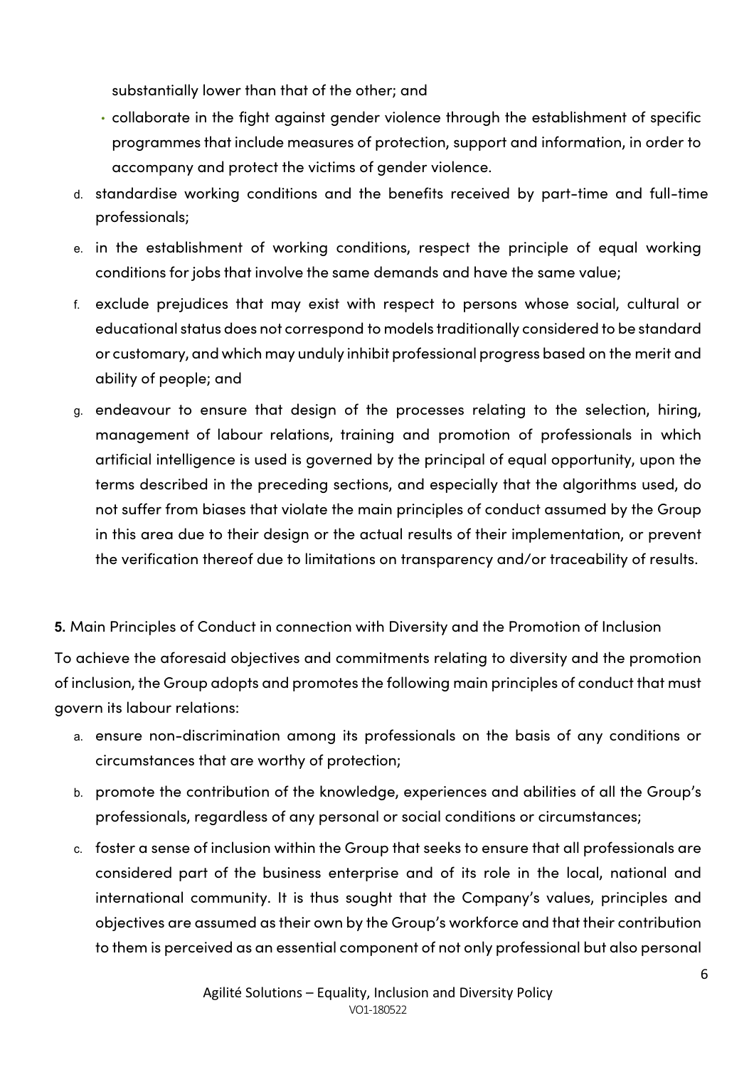substantially lower than that of the other; and

- collaborate in the fight against gender violence through the establishment of specific programmes that include measures of protection, support and information, in order to accompany and protect the victims of gender violence.

d. standardise working conditions and the benefits received by part-time and full-time professionals;

e. in the establishment of working conditions, respect the principle of equal working conditions for jobs that involve the same demands and have the same value;

f. exclude prejudices that may exist with respect to persons whose social, cultural or educational status does not correspond to models traditionally considered to be standard or customary, and which may unduly inhibit professional progress based on the merit and ability of people; and

g. endeavour to ensure that design of the processes relating to the selection, hiring, management of labour relations, training and promotion of professionals in which artificial intelligence is used is governed by the principal of equal opportunity, upon the terms described in the preceding sections, and especially that the algorithms used, do not suffer from biases that violate the main principles of conduct assumed by the Group in this area due to their design or the actual results of their implementation, or prevent the verification thereof due to limitations on transparency and/or traceability of results.

**5.** Main Principles of Conduct in connection with Diversity and the Promotion of Inclusion

To achieve the aforesaid objectives and commitments relating to diversity and the promotion of inclusion, the Group adopts and promotes the following main principles of conduct that must govern its labour relations:

a. ensure non-discrimination among its professionals on the basis of any conditions or circumstances that are worthy of protection;

b. promote the contribution of the knowledge, experiences and abilities of all the Group's professionals, regardless of any personal or social conditions or circumstances;

c. foster a sense of inclusion within the Group that seeks to ensure that all professionals are considered part of the business enterprise and of its role in the local, national and international community. It is thus sought that the Company's values, principles and objectives are assumed as their own by the Group's workforce and that their contribution to them is perceived as an essential component of not only professional but also personal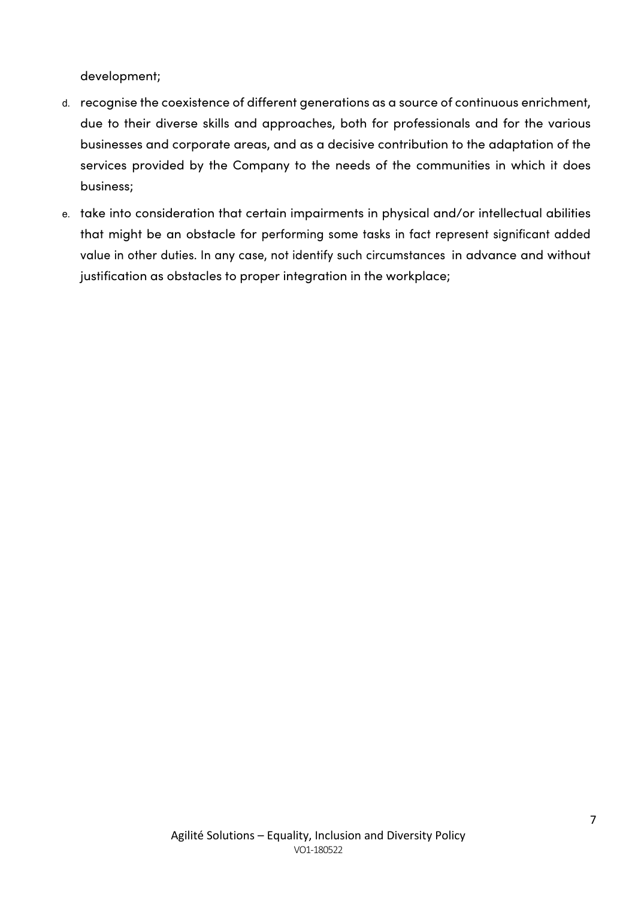development;

d. recognise the coexistence of different generations as a source of continuous enrichment, due to their diverse skills and approaches, both for professionals and for the various businesses and corporate areas, and as a decisive contribution to the adaptation of the services provided by the Company to the needs of the communities in which it does business;

e. take into consideration that certain impairments in physical and/or intellectual abilities that might be an obstacle for performing some tasks in fact represent significant added value in other duties. In any case, not identify such circumstances in advance and without justification as obstacles to proper integration in the workplace;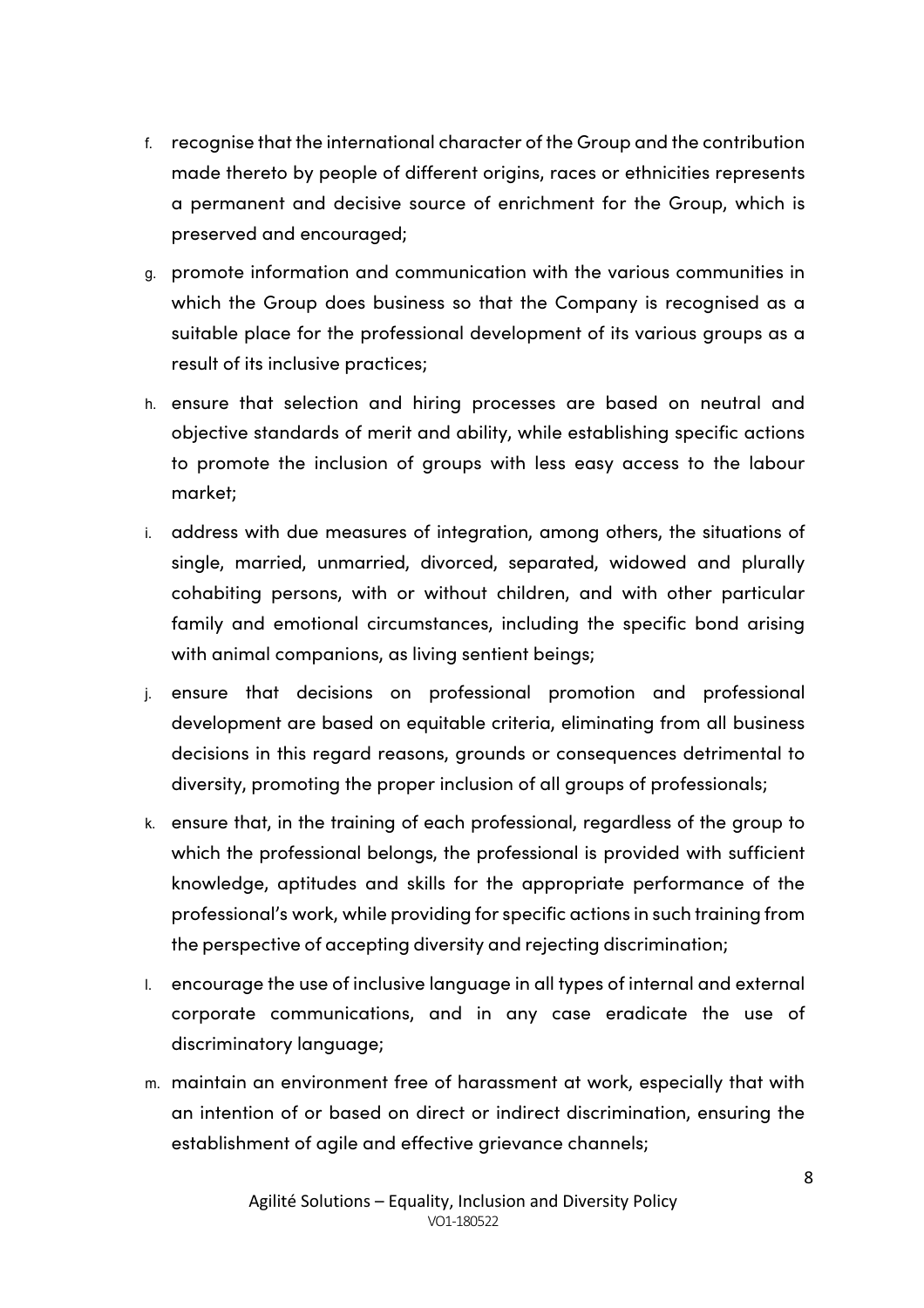f. recognise that the international character of the Group and the contribution made thereto by people of different origins, races or ethnicities represents a permanent and decisive source of enrichment for the Group, which is preserved and encouraged;

g. promote information and communication with the various communities in which the Group does business so that the Company is recognised as a suitable place for the professional development of its various groups as a result of its inclusive practices;

h. ensure that selection and hiring processes are based on neutral and objective standards of merit and ability, while establishing specific actions to promote the inclusion of groups with less easy access to the labour market;

i. address with due measures of integration, among others, the situations of single, married, unmarried, divorced, separated, widowed and plurally cohabiting persons, with or without children, and with other particular family and emotional circumstances, including the specific bond arising with animal companions, as living sentient beings;

j. ensure that decisions on professional promotion and professional development are based on equitable criteria, eliminating from all business decisions in this regard reasons, grounds or consequences detrimental to diversity, promoting the proper inclusion of all groups of professionals;

k. ensure that, in the training of each professional, regardless of the group to which the professional belongs, the professional is provided with sufficient knowledge, aptitudes and skills for the appropriate performance of the professional's work, while providing for specific actions in such training from the perspective of accepting diversity and rejecting discrimination;

l. encourage the use of inclusive language in all types of internal and external corporate communications, and in any case eradicate the use of discriminatory language;

m. maintain an environment free of harassment at work, especially that with an intention of or based on direct or indirect discrimination, ensuring the establishment of agile and effective grievance channels;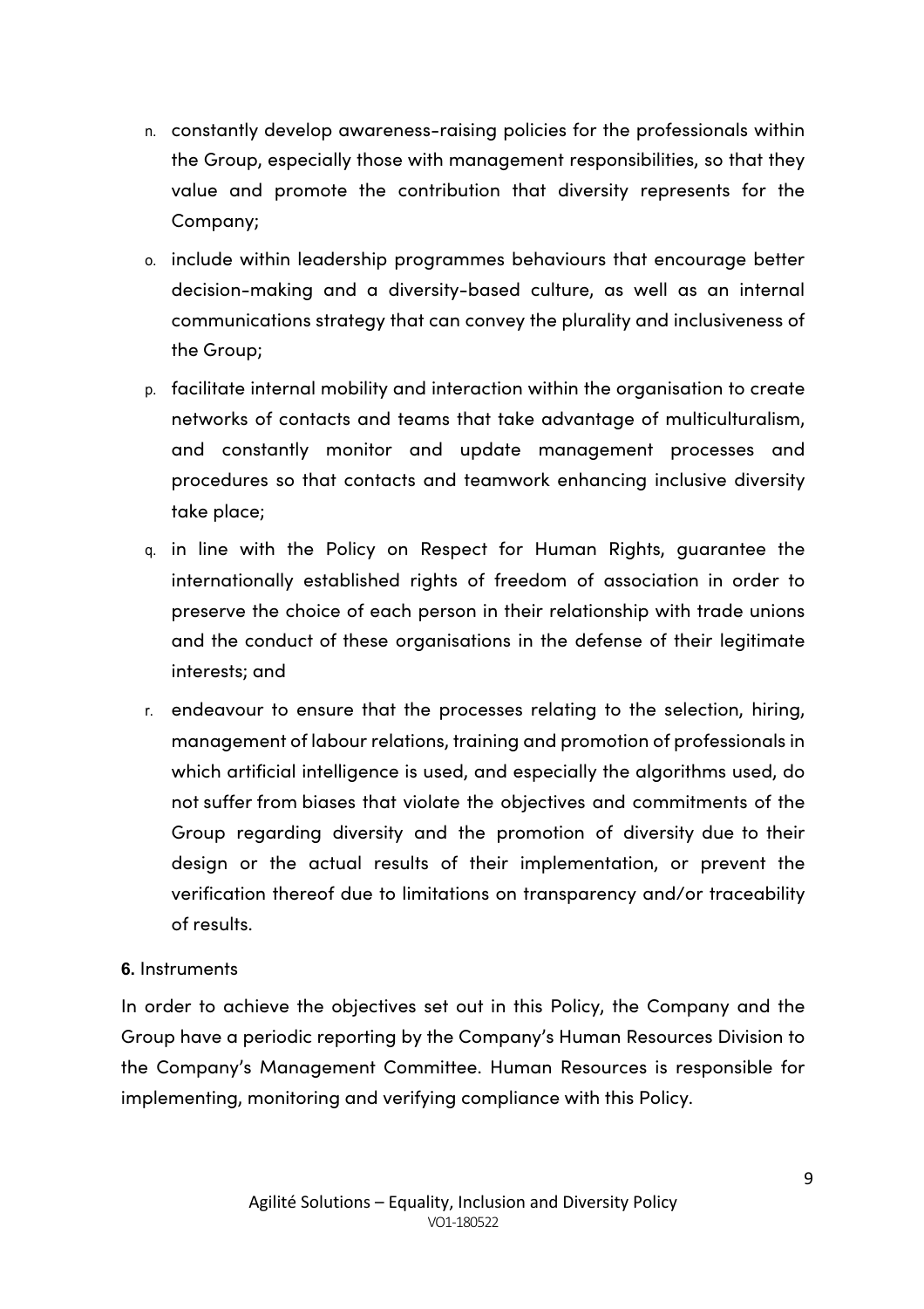n. constantly develop awareness-raising policies for the professionals within the Group, especially those with management responsibilities, so that they value and promote the contribution that diversity represents for the Company;

o. include within leadership programmes behaviours that encourage better decision-making and a diversity-based culture, as well as an internal communications strategy that can convey the plurality and inclusiveness of the Group;

p. facilitate internal mobility and interaction within the organisation to create networks of contacts and teams that take advantage of multiculturalism, and constantly monitor and update management processes and procedures so that contacts and teamwork enhancing inclusive diversity take place;

q. in line with the Policy on Respect for Human Rights, guarantee the internationally established rights of freedom of association in order to preserve the choice of each person in their relationship with trade unions and the conduct of these organisations in the defense of their legitimate interests; and

r. endeavour to ensure that the processes relating to the selection, hiring, management of labour relations, training and promotion of professionals in which artificial intelligence is used, and especially the algorithms used, do not suffer from biases that violate the objectives and commitments of the Group regarding diversity and the promotion of diversity due to their design or the actual results of their implementation, or prevent the verification thereof due to limitations on transparency and/or traceability of results.

**6.** Instruments

In order to achieve the objectives set out in this Policy, the Company and the Group have a periodic reporting by the Company's Human Resources Division to the Company's Management Committee. Human Resources is responsible for implementing, monitoring and verifying compliance with this Policy.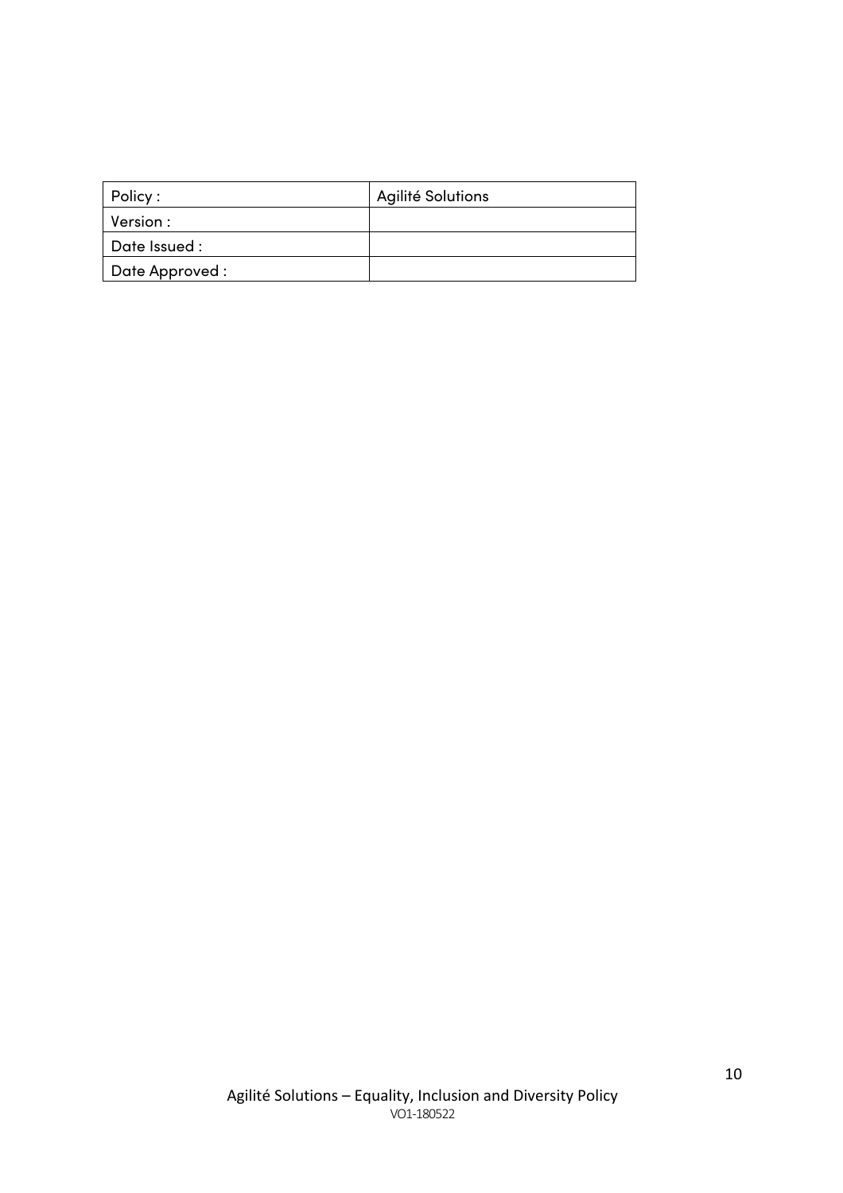| | |
|---|---|
| Policy : | Agilité Solutions |
| Version : | |
| Date Issued : | |
| Date Approved : | |